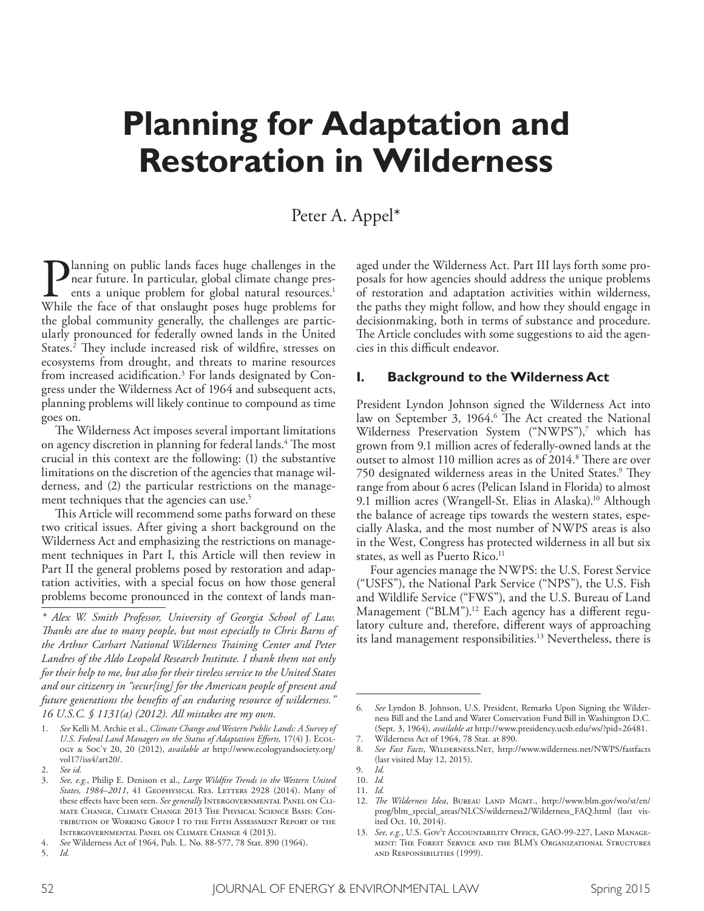# Planning for Adaptation and Restoration in Wilderness

Peter A. Appel*

Planning on public lands faces huge challenges in the near future. In particular, global climate change presents a unique problem for global natural resources.[1] While the face of that onslaught poses huge problems for the global community generally, the challenges are particularly pronounced for federally owned lands in the United States.[2] They include increased risk of wildfire, stresses on ecosystems from drought, and threats to marine resources from increased acidification.[3] For lands designated by Congress under the Wilderness Act of 1964 and subsequent acts, planning problems will likely continue to compound as time goes on.

The Wilderness Act imposes several important limitations on agency discretion in planning for federal lands.[4] The most crucial in this context are the following: (1) the substantive limitations on the discretion of the agencies that manage wilderness, and (2) the particular restrictions on the management techniques that the agencies can use.[5]

This Article will recommend some paths forward on these two critical issues. After giving a short background on the Wilderness Act and emphasizing the restrictions on management techniques in Part I, this Article will then review in Part II the general problems posed by restoration and adaptation activities, with a special focus on how those general problems become pronounced in the context of lands managed under the Wilderness Act. Part III lays forth some proposals for how agencies should address the unique problems of restoration and adaptation activities within wilderness, the paths they might follow, and how they should engage in decisionmaking, both in terms of substance and procedure. The Article concludes with some suggestions to aid the agencies in this difficult endeavor.

## I. Background to the Wilderness Act

President Lyndon Johnson signed the Wilderness Act into law on September 3, 1964.[6] The Act created the National Wilderness Preservation System ("NWPS"),[7] which has grown from 9.1 million acres of federally-owned lands at the outset to almost 110 million acres as of 2014.[8] There are over 750 designated wilderness areas in the United States.[9] They range from about 6 acres (Pelican Island in Florida) to almost 9.1 million acres (Wrangell-St. Elias in Alaska).[10] Although the balance of acreage tips towards the western states, especially Alaska, and the most number of NWPS areas is also in the West, Congress has protected wilderness in all but six states, as well as Puerto Rico.[11]

Four agencies manage the NWPS: the U.S. Forest Service ("USFS"), the National Park Service ("NPS"), the U.S. Fish and Wildlife Service ("FWS"), and the U.S. Bureau of Land Management ("BLM").[12] Each agency has a different regulatory culture and, therefore, different ways of approaching its land management responsibilities.[13] Nevertheless, there is

---

*\* Alex W. Smith Professor, University of Georgia School of Law. Thanks are due to many people, but most especially to Chris Barns of the Arthur Carhart National Wilderness Training Center and Peter Landres of the Aldo Leopold Research Institute. I thank them not only for their help to me, but also for their tireless service to the United States and our citizenry in "secur[ing] for the American people of present and future generations the benefits of an enduring resource of wilderness." 16 U.S.C. § 1131(a) (2012). All mistakes are my own.*

1. *See* Kelli M. Archie et al., *Climate Change and Western Public Lands: A Survey of U.S. Federal Land Managers on the Status of Adaptation Efforts,* 17(4) J. Ecology & Soc'y 20, 20 (2012), *available at* http://www.ecologyandsociety.org/vol17/iss4/art20/.
2. *See id.*
3. *See, e.g.*, Philip E. Denison et al., *Large Wildfire Trends in the Western United States, 1984–2011*, 41 Geophysical Res. Letters 2928 (2014). Many of these effects have been seen. *See generally* Intergovernmental Panel on Climate Change, Climate Change 2013 The Physical Science Basis: Contribution of Working Group I to the Fifth Assessment Report of the Intergovernmental Panel on Climate Change 4 (2013).
4. *See* Wilderness Act of 1964, Pub. L. No. 88-577, 78 Stat. 890 (1964).
5. *Id.*
6. *See* Lyndon B. Johnson, U.S. President, Remarks Upon Signing the Wilderness Bill and the Land and Water Conservation Fund Bill in Washington D.C. (Sept. 3, 1964), *available at* http://www.presidency.ucsb.edu/ws/?pid=26481.
7. Wilderness Act of 1964, 78 Stat. at 890.
8. *See Fast Facts*, Wilderness.Net, http://www.wilderness.net/NWPS/fastfacts (last visited May 12, 2015).
9. *Id.*
10. *Id.*
11. *Id.*
12. *The Wilderness Idea*, Bureau Land Mgmt., http://www.blm.gov/wo/st/en/prog/blm_special_areas/NLCS/wilderness2/Wilderness_FAQ.html (last visited Oct. 10, 2014).
13. *See, e.g.*, U.S. Gov't Accountability Office, GAO-99-227, Land Management: The Forest Service and the BLM's Organizational Structures and Responsibilities (1999).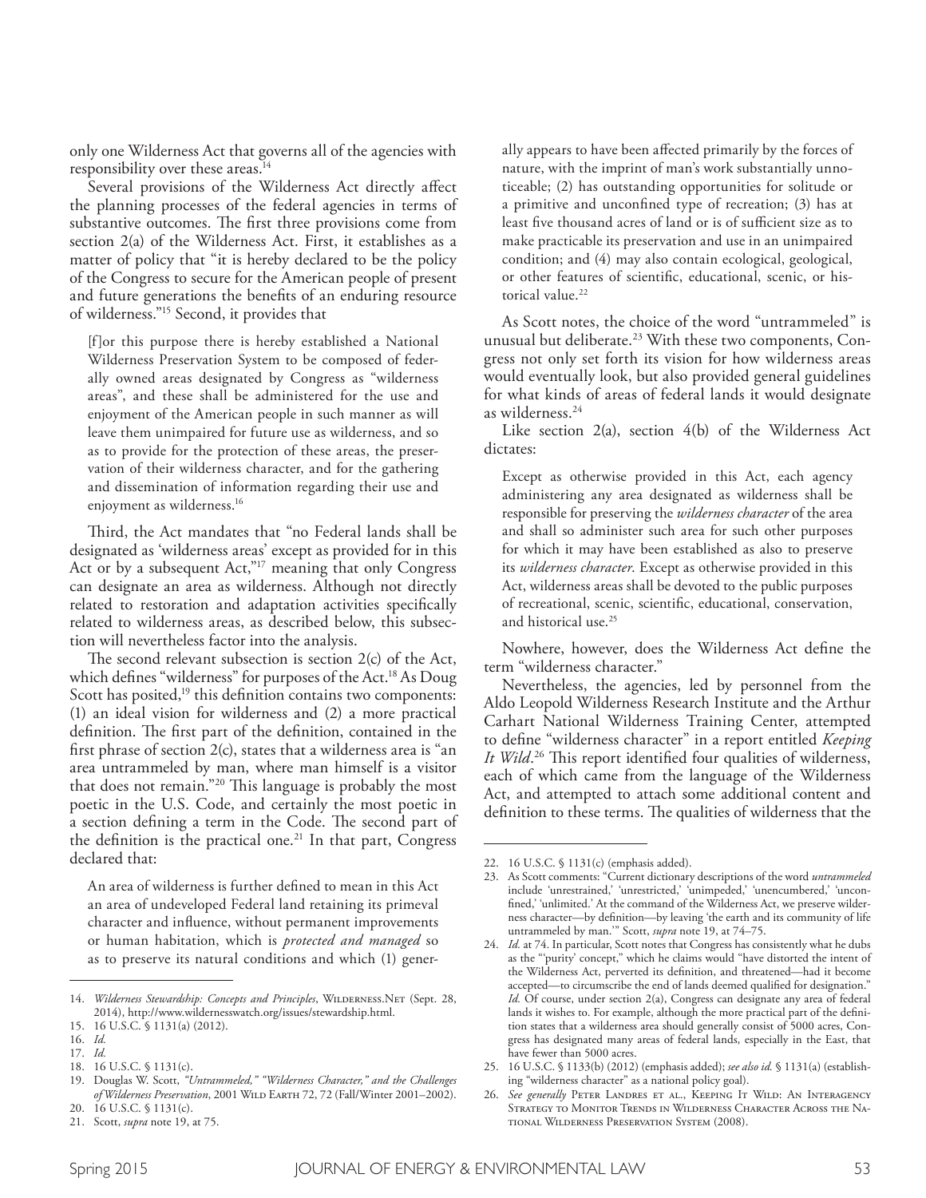only one Wilderness Act that governs all of the agencies with responsibility over these areas.[14]

Several provisions of the Wilderness Act directly affect the planning processes of the federal agencies in terms of substantive outcomes. The first three provisions come from section 2(a) of the Wilderness Act. First, it establishes as a matter of policy that "it is hereby declared to be the policy of the Congress to secure for the American people of present and future generations the benefits of an enduring resource of wilderness."[15] Second, it provides that

> [f]or this purpose there is hereby established a National Wilderness Preservation System to be composed of federally owned areas designated by Congress as "wilderness areas", and these shall be administered for the use and enjoyment of the American people in such manner as will leave them unimpaired for future use as wilderness, and so as to provide for the protection of these areas, the preservation of their wilderness character, and for the gathering and dissemination of information regarding their use and enjoyment as wilderness.[16]

Third, the Act mandates that "no Federal lands shall be designated as 'wilderness areas' except as provided for in this Act or by a subsequent Act,"[17] meaning that only Congress can designate an area as wilderness. Although not directly related to restoration and adaptation activities specifically related to wilderness areas, as described below, this subsection will nevertheless factor into the analysis.

The second relevant subsection is section 2(c) of the Act, which defines "wilderness" for purposes of the Act.[18] As Doug Scott has posited,[19] this definition contains two components: (1) an ideal vision for wilderness and (2) a more practical definition. The first part of the definition, contained in the first phrase of section 2(c), states that a wilderness area is "an area untrammeled by man, where man himself is a visitor that does not remain."[20] This language is probably the most poetic in the U.S. Code, and certainly the most poetic in a section defining a term in the Code. The second part of the definition is the practical one.[21] In that part, Congress declared that:

> An area of wilderness is further defined to mean in this Act an area of undeveloped Federal land retaining its primeval character and influence, without permanent improvements or human habitation, which is *protected and managed* so as to preserve its natural conditions and which (1) generally appears to have been affected primarily by the forces of nature, with the imprint of man's work substantially unnoticeable; (2) has outstanding opportunities for solitude or a primitive and unconfined type of recreation; (3) has at least five thousand acres of land or is of sufficient size as to make practicable its preservation and use in an unimpaired condition; and (4) may also contain ecological, geological, or other features of scientific, educational, scenic, or historical value.[22]

As Scott notes, the choice of the word "untrammeled" is unusual but deliberate.[23] With these two components, Congress not only set forth its vision for how wilderness areas would eventually look, but also provided general guidelines for what kinds of areas of federal lands it would designate as wilderness.[24]

Like section 2(a), section 4(b) of the Wilderness Act dictates:

> Except as otherwise provided in this Act, each agency administering any area designated as wilderness shall be responsible for preserving the *wilderness character* of the area and shall so administer such area for such other purposes for which it may have been established as also to preserve its *wilderness character*. Except as otherwise provided in this Act, wilderness areas shall be devoted to the public purposes of recreational, scenic, scientific, educational, conservation, and historical use.[25]

Nowhere, however, does the Wilderness Act define the term "wilderness character."

Nevertheless, the agencies, led by personnel from the Aldo Leopold Wilderness Research Institute and the Arthur Carhart National Wilderness Training Center, attempted to define "wilderness character" in a report entitled *Keeping It Wild*.[26] This report identified four qualities of wilderness, each of which came from the language of the Wilderness Act, and attempted to attach some additional content and definition to these terms. The qualities of wilderness that the

---

14. *Wilderness Stewardship: Concepts and Principles*, Wilderness.Net (Sept. 28, 2014), http://www.wildernesswatch.org/issues/stewardship.html.
15. 16 U.S.C. § 1131(a) (2012).
16. *Id.*
17. *Id.*
18. 16 U.S.C. § 1131(c).
19. Douglas W. Scott, *"Untrammeled," "Wilderness Character," and the Challenges of Wilderness Preservation*, 2001 Wild Earth 72, 72 (Fall/Winter 2001–2002).
20. 16 U.S.C. § 1131(c).
21. Scott, *supra* note 19, at 75.
22. 16 U.S.C. § 1131(c) (emphasis added).
23. As Scott comments: "Current dictionary descriptions of the word *untrammeled* include 'unrestrained,' 'unrestricted,' 'unimpeded,' 'unencumbered,' 'unconfined,' 'unlimited.' At the command of the Wilderness Act, we preserve wilderness character—by definition—by leaving 'the earth and its community of life untrammeled by man.'" Scott, *supra* note 19, at 74–75.
24. *Id.* at 74. In particular, Scott notes that Congress has consistently what he dubs as the "'purity' concept," which he claims would "have distorted the intent of the Wilderness Act, perverted its definition, and threatened—had it become accepted—to circumscribe the end of lands deemed qualified for designation." *Id.* Of course, under section 2(a), Congress can designate any area of federal lands it wishes to. For example, although the more practical part of the definition states that a wilderness area should generally consist of 5000 acres, Congress has designated many areas of federal lands, especially in the East, that have fewer than 5000 acres.
25. 16 U.S.C. § 1133(b) (2012) (emphasis added); *see also id.* § 1131(a) (establishing "wilderness character" as a national policy goal).
26. *See generally* Peter Landres et al., Keeping It Wild: An Interagency Strategy to Monitor Trends in Wilderness Character Across the National Wilderness Preservation System (2008).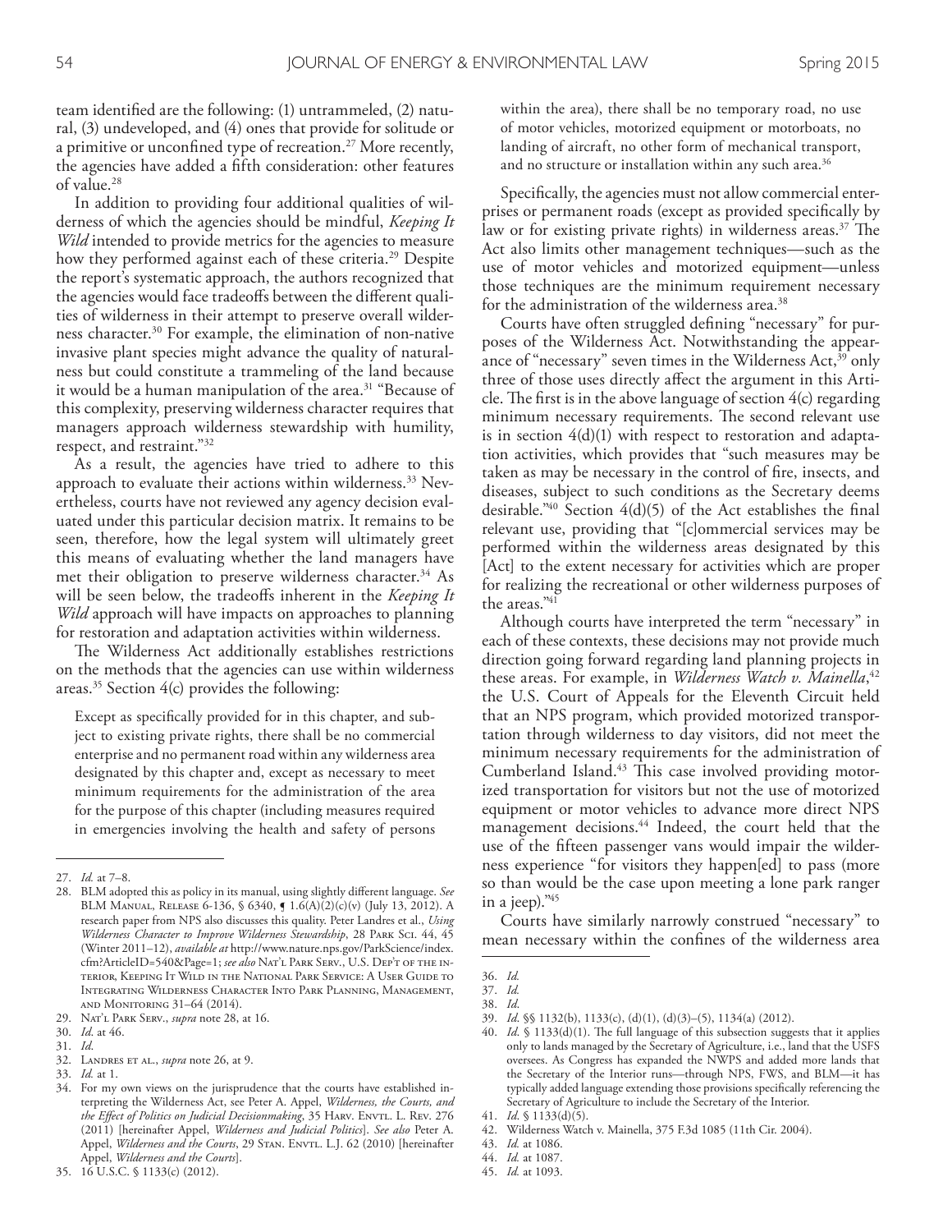team identified are the following: (1) untrammeled, (2) natural, (3) undeveloped, and (4) ones that provide for solitude or a primitive or unconfined type of recreation.[27] More recently, the agencies have added a fifth consideration: other features of value.[28]

In addition to providing four additional qualities of wilderness of which the agencies should be mindful, *Keeping It Wild* intended to provide metrics for the agencies to measure how they performed against each of these criteria.[29] Despite the report's systematic approach, the authors recognized that the agencies would face tradeoffs between the different qualities of wilderness in their attempt to preserve overall wilderness character.[30] For example, the elimination of non-native invasive plant species might advance the quality of naturalness but could constitute a trammeling of the land because it would be a human manipulation of the area.[31] "Because of this complexity, preserving wilderness character requires that managers approach wilderness stewardship with humility, respect, and restraint."[32]

As a result, the agencies have tried to adhere to this approach to evaluate their actions within wilderness.[33] Nevertheless, courts have not reviewed any agency decision evaluated under this particular decision matrix. It remains to be seen, therefore, how the legal system will ultimately greet this means of evaluating whether the land managers have met their obligation to preserve wilderness character.[34] As will be seen below, the tradeoffs inherent in the *Keeping It Wild* approach will have impacts on approaches to planning for restoration and adaptation activities within wilderness.

The Wilderness Act additionally establishes restrictions on the methods that the agencies can use within wilderness areas.[35] Section 4(c) provides the following:

> Except as specifically provided for in this chapter, and subject to existing private rights, there shall be no commercial enterprise and no permanent road within any wilderness area designated by this chapter and, except as necessary to meet minimum requirements for the administration of the area for the purpose of this chapter (including measures required in emergencies involving the health and safety of persons within the area), there shall be no temporary road, no use of motor vehicles, motorized equipment or motorboats, no landing of aircraft, no other form of mechanical transport, and no structure or installation within any such area.[36]

Specifically, the agencies must not allow commercial enterprises or permanent roads (except as provided specifically by law or for existing private rights) in wilderness areas.[37] The Act also limits other management techniques—such as the use of motor vehicles and motorized equipment—unless those techniques are the minimum requirement necessary for the administration of the wilderness area.[38]

Courts have often struggled defining "necessary" for purposes of the Wilderness Act. Notwithstanding the appearance of "necessary" seven times in the Wilderness Act,[39] only three of those uses directly affect the argument in this Article. The first is in the above language of section 4(c) regarding minimum necessary requirements. The second relevant use is in section 4(d)(1) with respect to restoration and adaptation activities, which provides that "such measures may be taken as may be necessary in the control of fire, insects, and diseases, subject to such conditions as the Secretary deems desirable."[40] Section 4(d)(5) of the Act establishes the final relevant use, providing that "[c]ommercial services may be performed within the wilderness areas designated by this [Act] to the extent necessary for activities which are proper for realizing the recreational or other wilderness purposes of the areas."[41]

Although courts have interpreted the term "necessary" in each of these contexts, these decisions may not provide much direction going forward regarding land planning projects in these areas. For example, in *Wilderness Watch v. Mainella*,[42] the U.S. Court of Appeals for the Eleventh Circuit held that an NPS program, which provided motorized transportation through wilderness to day visitors, did not meet the minimum necessary requirements for the administration of Cumberland Island.[43] This case involved providing motorized transportation for visitors but not the use of motorized equipment or motor vehicles to advance more direct NPS management decisions.[44] Indeed, the court held that the use of the fifteen passenger vans would impair the wilderness experience "for visitors they happen[ed] to pass (more so than would be the case upon meeting a lone park ranger in a jeep)."[45]

Courts have similarly narrowly construed "necessary" to mean necessary within the confines of the wilderness area

---

27. *Id.* at 7–8.
28. BLM adopted this as policy in its manual, using slightly different language. *See* BLM Manual, Release 6-136, § 6340, ¶ 1.6(A)(2)(c)(v) (July 13, 2012). A research paper from NPS also discusses this quality. Peter Landres et al., *Using Wilderness Character to Improve Wilderness Stewardship*, 28 Park Sci. 44, 45 (Winter 2011–12), *available at* http://www.nature.nps.gov/ParkScience/index.cfm?ArticleID=540&Page=1; *see also* Nat'l Park Serv., U.S. Dep't of the Interior, Keeping It Wild in the National Park Service: A User Guide to Integrating Wilderness Character Into Park Planning, Management, and Monitoring 31–64 (2014).
29. Nat'l Park Serv., *supra* note 28, at 16.
30. *Id.* at 46.
31. *Id.*
32. Landres et al., *supra* note 26, at 9.
33. *Id.* at 1.
34. For my own views on the jurisprudence that the courts have established interpreting the Wilderness Act, see Peter A. Appel, *Wilderness, the Courts, and the Effect of Politics on Judicial Decisionmaking*, 35 Harv. Envtl. L. Rev. 276 (2011) [hereinafter Appel, *Wilderness and Judicial Politics*]. *See also* Peter A. Appel, *Wilderness and the Courts*, 29 Stan. Envtl. L.J. 62 (2010) [hereinafter Appel, *Wilderness and the Courts*].
35. 16 U.S.C. § 1133(c) (2012).
36. *Id.*
37. *Id.*
38. *Id.*
39. *Id.* §§ 1132(b), 1133(c), (d)(1), (d)(3)–(5), 1134(a) (2012).
40. *Id.* § 1133(d)(1). The full language of this subsection suggests that it applies only to lands managed by the Secretary of Agriculture, i.e., land that the USFS oversees. As Congress has expanded the NWPS and added more lands that the Secretary of the Interior runs—through NPS, FWS, and BLM—it has typically added language extending those provisions specifically referencing the Secretary of Agriculture to include the Secretary of the Interior.
41. *Id.* § 1133(d)(5).
42. Wilderness Watch v. Mainella, 375 F.3d 1085 (11th Cir. 2004).
43. *Id.* at 1086.
44. *Id.* at 1087.
45. *Id.* at 1093.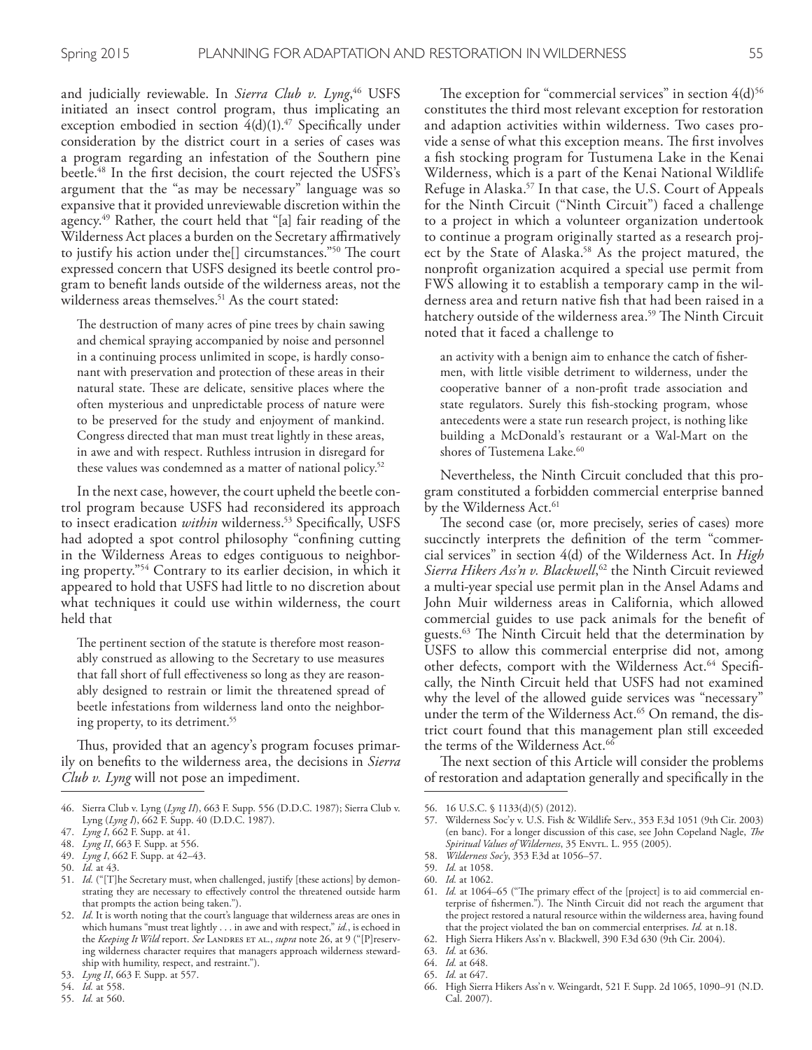and judicially reviewable. In *Sierra Club v. Lyng*,[46] USFS initiated an insect control program, thus implicating an exception embodied in section 4(d)(1).[47] Specifically under consideration by the district court in a series of cases was a program regarding an infestation of the Southern pine beetle.[48] In the first decision, the court rejected the USFS's argument that the "as may be necessary" language was so expansive that it provided unreviewable discretion within the agency.[49] Rather, the court held that "[a] fair reading of the Wilderness Act places a burden on the Secretary affirmatively to justify his action under the[] circumstances."[50] The court expressed concern that USFS designed its beetle control program to benefit lands outside of the wilderness areas, not the wilderness areas themselves.[51] As the court stated:

> The destruction of many acres of pine trees by chain sawing and chemical spraying accompanied by noise and personnel in a continuing process unlimited in scope, is hardly consonant with preservation and protection of these areas in their natural state. These are delicate, sensitive places where the often mysterious and unpredictable process of nature were to be preserved for the study and enjoyment of mankind. Congress directed that man must tread lightly in these areas, in awe and with respect. Ruthless intrusion in disregard for these values was condemned as a matter of national policy.[52]

In the next case, however, the court upheld the beetle control program because USFS had reconsidered its approach to insect eradication *within* wilderness.[53] Specifically, USFS had adopted a spot control philosophy "confining cutting in the Wilderness Areas to edges contiguous to neighboring property."[54] Contrary to its earlier decision, in which it appeared to hold that USFS had little to no discretion about what techniques it could use within wilderness, the court held that

> The pertinent section of the statute is therefore most reasonably construed as allowing to the Secretary to use measures that fall short of full effectiveness so long as they are reasonably designed to restrain or limit the threatened spread of beetle infestations from wilderness land onto the neighboring property, to its detriment.[55]

Thus, provided that an agency's program focuses primarily on benefits to the wilderness area, the decisions in *Sierra Club v. Lyng* will not pose an impediment.

The exception for "commercial services" in section 4(d)[56] constitutes the third most relevant exception for restoration and adaption activities within wilderness. Two cases provide a sense of what this exception means. The first involves a fish stocking program for Tustumena Lake in the Kenai Wilderness, which is a part of the Kenai National Wildlife Refuge in Alaska.[57] In that case, the U.S. Court of Appeals for the Ninth Circuit ("Ninth Circuit") faced a challenge to a project in which a volunteer organization undertook to continue a program originally started as a research project by the State of Alaska.[58] As the project matured, the nonprofit organization acquired a special use permit from FWS allowing it to establish a temporary camp in the wilderness area and return native fish that had been raised in a hatchery outside of the wilderness area.[59] The Ninth Circuit noted that it faced a challenge to

> an activity with a benign aim to enhance the catch of fishermen, with little visible detriment to wilderness, under the cooperative banner of a non-profit trade association and state regulators. Surely this fish-stocking program, whose antecedents were a state run research project, is nothing like building a McDonald's restaurant or a Wal-Mart on the shores of Tustemena Lake.[60]

Nevertheless, the Ninth Circuit concluded that this program constituted a forbidden commercial enterprise banned by the Wilderness Act.[61]

The second case (or, more precisely, series of cases) more succinctly interprets the definition of the term "commercial services" in section 4(d) of the Wilderness Act. In *High Sierra Hikers Ass'n v. Blackwell*,[62] the Ninth Circuit reviewed a multi-year special use permit plan in the Ansel Adams and John Muir wilderness areas in California, which allowed commercial guides to use pack animals for the benefit of guests.[63] The Ninth Circuit held that the determination by USFS to allow this commercial enterprise did not, among other defects, comport with the Wilderness Act.[64] Specifically, the Ninth Circuit held that USFS had not examined why the level of the allowed guide services was "necessary" under the term of the Wilderness Act.[65] On remand, the district court found that this management plan still exceeded the terms of the Wilderness Act.[66]

The next section of this Article will consider the problems of restoration and adaptation generally and specifically in the

---

46. Sierra Club v. Lyng (*Lyng II*), 663 F. Supp. 556 (D.D.C. 1987); Sierra Club v. Lyng (*Lyng I*), 662 F. Supp. 40 (D.D.C. 1987).
47. *Lyng I*, 662 F. Supp. at 41.
48. *Lyng II*, 663 F. Supp. at 556.
49. *Lyng I*, 662 F. Supp. at 42–43.
50. *Id.* at 43.
51. *Id.* ("[T]he Secretary must, when challenged, justify [these actions] by demonstrating they are necessary to effectively control the threatened outside harm that prompts the action being taken.").
52. *Id*. It is worth noting that the court's language that wilderness areas are ones in which humans "must treat lightly . . . in awe and with respect," *id.*, is echoed in the *Keeping It Wild* report. *See* Landres et al., *supra* note 26, at 9 ("[P]reserving wilderness character requires that managers approach wilderness stewardship with humility, respect, and restraint.").
53. *Lyng II*, 663 F. Supp. at 557.
54. *Id.* at 558.
55. *Id.* at 560.
56. 16 U.S.C. § 1133(d)(5) (2012).
57. Wilderness Soc'y v. U.S. Fish & Wildlife Serv., 353 F.3d 1051 (9th Cir. 2003) (en banc). For a longer discussion of this case, see John Copeland Nagle, *The Spiritual Values of Wilderness*, 35 Envtl. L. 955 (2005).
58. *Wilderness Soc'y*, 353 F.3d at 1056–57.
59. *Id.* at 1058.
60. *Id.* at 1062.
61. *Id.* at 1064–65 ("The primary effect of the [project] is to aid commercial enterprise of fishermen."). The Ninth Circuit did not reach the argument that the project restored a natural resource within the wilderness area, having found that the project violated the ban on commercial enterprises. *Id.* at n.18.
62. High Sierra Hikers Ass'n v. Blackwell, 390 F.3d 630 (9th Cir. 2004).
63. *Id.* at 636.
64. *Id.* at 648.
65. *Id.* at 647.
66. High Sierra Hikers Ass'n v. Weingardt, 521 F. Supp. 2d 1065, 1090–91 (N.D. Cal. 2007).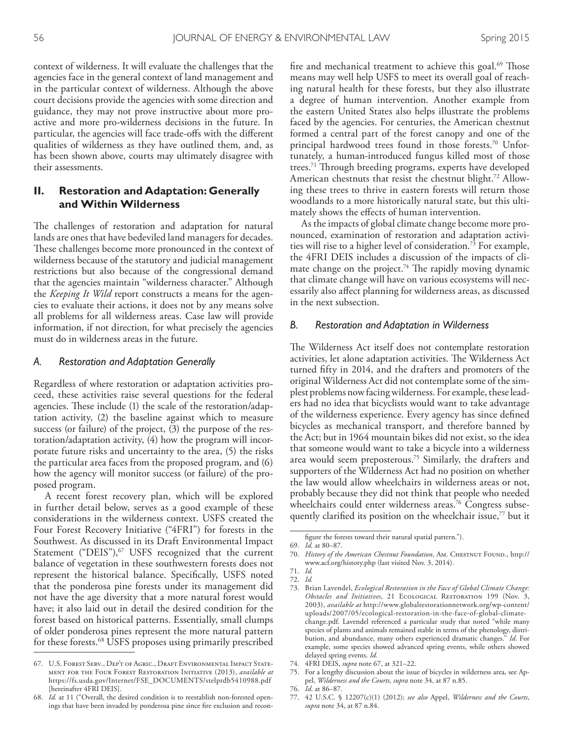context of wilderness. It will evaluate the challenges that the agencies face in the general context of land management and in the particular context of wilderness. Although the above court decisions provide the agencies with some direction and guidance, they may not prove instructive about more proactive and more pro-wilderness decisions in the future. In particular, the agencies will face trade-offs with the different qualities of wilderness as they have outlined them, and, as has been shown above, courts may ultimately disagree with their assessments.

## II. Restoration and Adaptation: Generally and Within Wilderness

The challenges of restoration and adaptation for natural lands are ones that have bedeviled land managers for decades. These challenges become more pronounced in the context of wilderness because of the statutory and judicial management restrictions but also because of the congressional demand that the agencies maintain "wilderness character." Although the *Keeping It Wild* report constructs a means for the agencies to evaluate their actions, it does not by any means solve all problems for all wilderness areas. Case law will provide information, if not direction, for what precisely the agencies must do in wilderness areas in the future.

### *A. Restoration and Adaptation Generally*

Regardless of where restoration or adaptation activities proceed, these activities raise several questions for the federal agencies. These include (1) the scale of the restoration/adaptation activity, (2) the baseline against which to measure success (or failure) of the project, (3) the purpose of the restoration/adaptation activity, (4) how the program will incorporate future risks and uncertainty to the area, (5) the risks the particular area faces from the proposed program, and (6) how the agency will monitor success (or failure) of the proposed program.

A recent forest recovery plan, which will be explored in further detail below, serves as a good example of these considerations in the wilderness context. USFS created the Four Forest Recovery Initiative ("4FRI") for forests in the Southwest. As discussed in its Draft Environmental Impact Statement ("DEIS"),[67] USFS recognized that the current balance of vegetation in these southwestern forests does not represent the historical balance. Specifically, USFS noted that the ponderosa pine forests under its management did not have the age diversity that a more natural forest would have; it also laid out in detail the desired condition for the forest based on historical patterns. Essentially, small clumps of older ponderosa pines represent the more natural pattern for these forests.[68] USFS proposes using primarily prescribed fire and mechanical treatment to achieve this goal.[69] Those means may well help USFS to meet its overall goal of reaching natural health for these forests, but they also illustrate a degree of human intervention. Another example from the eastern United States also helps illustrate the problems faced by the agencies. For centuries, the American chestnut formed a central part of the forest canopy and one of the principal hardwood trees found in those forests.[70] Unfortunately, a human-introduced fungus killed most of those trees.[71] Through breeding programs, experts have developed American chestnuts that resist the chestnut blight.[72] Allowing these trees to thrive in eastern forests will return those woodlands to a more historically natural state, but this ultimately shows the effects of human intervention.

As the impacts of global climate change become more pronounced, examination of restoration and adaptation activities will rise to a higher level of consideration.[73] For example, the 4FRI DEIS includes a discussion of the impacts of climate change on the project.[74] The rapidly moving dynamic that climate change will have on various ecosystems will necessarily also affect planning for wilderness areas, as discussed in the next subsection.

### *B. Restoration and Adaptation in Wilderness*

The Wilderness Act itself does not contemplate restoration activities, let alone adaptation activities. The Wilderness Act turned fifty in 2014, and the drafters and promoters of the original Wilderness Act did not contemplate some of the simplest problems now facing wilderness. For example, these leaders had no idea that bicyclists would want to take advantage of the wilderness experience. Every agency has since defined bicycles as mechanical transport, and therefore banned by the Act; but in 1964 mountain bikes did not exist, so the idea that someone would want to take a bicycle into a wilderness area would seem preposterous.[75] Similarly, the drafters and supporters of the Wilderness Act had no position on whether the law would allow wheelchairs in wilderness areas or not, probably because they did not think that people who needed wheelchairs could enter wilderness areas.[76] Congress subsequently clarified its position on the wheelchair issue,[77] but it

---

67. U.S. Forest Serv., Dep't of Agric., Draft Environmental Impact Statement for the Four Forest Restoration Initiative (2013), *available at* https://fs.usda.gov/Internet/FSE_DOCUMENTS/stelprdb5410988.pdf [hereinafter 4FRI DEIS].

68. *Id.* at 11 ("Overall, the desired condition is to reestablish non-forested openings that have been invaded by ponderosa pine since fire exclusion and reconfigure the forests toward their natural spatial pattern.").

69. *Id.* at 80–87.

70. *History of the American Chestnut Foundation*, Am. Chestnut Found., http://www.acf.org/history.php (last visited Nov. 3, 2014).

71. *Id.*

72. *Id.*

73. Brian Lavendel, *Ecological Restoration in the Face of Global Climate Change: Obstacles and Initiatives*, 21 Ecological Restoration 199 (Nov. 3, 2003), *available at* http://www.globalrestorationnetwork.org/wp-content/uploads/2007/05/ecological-restoration-in-the-face-of-global-climate-change.pdf. Lavendel referenced a particular study that noted "while many species of plants and animals remained stable in terms of the phenology, distribution, and abundance, many others experienced dramatic changes." *Id*. For example, some species showed advanced spring events, while others showed delayed spring events. *Id.*

74. 4FRI DEIS, *supra* note 67, at 321–22.

75. For a lengthy discussion about the issue of bicycles in wilderness area, see Appel, *Wilderness and the Courts*, *supra* note 34, at 87 n.85.

76. *Id.* at 86–87.

77. 42 U.S.C. § 12207(c)(1) (2012); *see also* Appel, *Wilderness and the Courts*, *supra* note 34, at 87 n.84.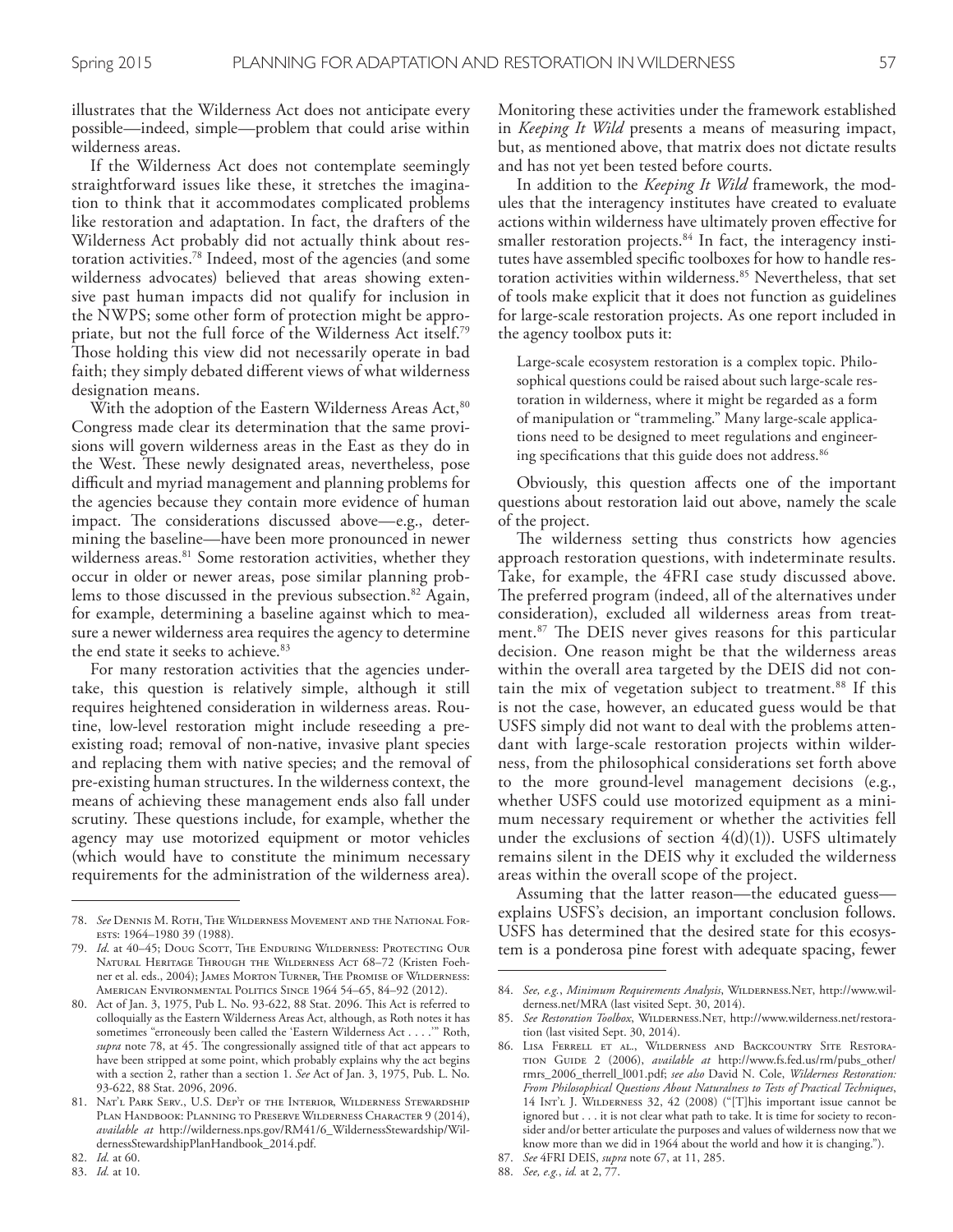illustrates that the Wilderness Act does not anticipate every possible—indeed, simple—problem that could arise within wilderness areas.

If the Wilderness Act does not contemplate seemingly straightforward issues like these, it stretches the imagination to think that it accommodates complicated problems like restoration and adaptation. In fact, the drafters of the Wilderness Act probably did not actually think about restoration activities.[78] Indeed, most of the agencies (and some wilderness advocates) believed that areas showing extensive past human impacts did not qualify for inclusion in the NWPS; some other form of protection might be appropriate, but not the full force of the Wilderness Act itself.[79] Those holding this view did not necessarily operate in bad faith; they simply debated different views of what wilderness designation means.

With the adoption of the Eastern Wilderness Areas Act,[80] Congress made clear its determination that the same provisions will govern wilderness areas in the East as they do in the West. These newly designated areas, nevertheless, pose difficult and myriad management and planning problems for the agencies because they contain more evidence of human impact. The considerations discussed above—e.g., determining the baseline—have been more pronounced in newer wilderness areas.[81] Some restoration activities, whether they occur in older or newer areas, pose similar planning problems to those discussed in the previous subsection.[82] Again, for example, determining a baseline against which to measure a newer wilderness area requires the agency to determine the end state it seeks to achieve.[83]

For many restoration activities that the agencies undertake, this question is relatively simple, although it still requires heightened consideration in wilderness areas. Routine, low-level restoration might include reseeding a preexisting road; removal of non-native, invasive plant species and replacing them with native species; and the removal of pre-existing human structures. In the wilderness context, the means of achieving these management ends also fall under scrutiny. These questions include, for example, whether the agency may use motorized equipment or motor vehicles (which would have to constitute the minimum necessary requirements for the administration of the wilderness area). Monitoring these activities under the framework established in *Keeping It Wild* presents a means of measuring impact, but, as mentioned above, that matrix does not dictate results and has not yet been tested before courts.

In addition to the *Keeping It Wild* framework, the modules that the interagency institutes have created to evaluate actions within wilderness have ultimately proven effective for smaller restoration projects.[84] In fact, the interagency institutes have assembled specific toolboxes for how to handle restoration activities within wilderness.[85] Nevertheless, that set of tools make explicit that it does not function as guidelines for large-scale restoration projects. As one report included in the agency toolbox puts it:

> Large-scale ecosystem restoration is a complex topic. Philosophical questions could be raised about such large-scale restoration in wilderness, where it might be regarded as a form of manipulation or "trammeling." Many large-scale applications need to be designed to meet regulations and engineering specifications that this guide does not address.[86]

Obviously, this question affects one of the important questions about restoration laid out above, namely the scale of the project.

The wilderness setting thus constricts how agencies approach restoration questions, with indeterminate results. Take, for example, the 4FRI case study discussed above. The preferred program (indeed, all of the alternatives under consideration), excluded all wilderness areas from treatment.[87] The DEIS never gives reasons for this particular decision. One reason might be that the wilderness areas within the overall area targeted by the DEIS did not contain the mix of vegetation subject to treatment.[88] If this is not the case, however, an educated guess would be that USFS simply did not want to deal with the problems attendant with large-scale restoration projects within wilderness, from the philosophical considerations set forth above to the more ground-level management decisions (e.g., whether USFS could use motorized equipment as a minimum necessary requirement or whether the activities fell under the exclusions of section 4(d)(1)). USFS ultimately remains silent in the DEIS why it excluded the wilderness areas within the overall scope of the project.

Assuming that the latter reason—the educated guess—explains USFS's decision, an important conclusion follows. USFS has determined that the desired state for this ecosystem is a ponderosa pine forest with adequate spacing, fewer

---

78. *See* Dennis M. Roth, The Wilderness Movement and the National Forests: 1964–1980 39 (1988).

79. *Id.* at 40–45; Doug Scott, The Enduring Wilderness: Protecting Our Natural Heritage Through the Wilderness Act 68–72 (Kristen Foehner et al. eds., 2004); James Morton Turner, The Promise of Wilderness: American Environmental Politics Since 1964 54–65, 84–92 (2012).

80. Act of Jan. 3, 1975, Pub L. No. 93-622, 88 Stat. 2096. This Act is referred to colloquially as the Eastern Wilderness Areas Act, although, as Roth notes it has sometimes "erroneously been called the 'Eastern Wilderness Act . . . .'" Roth, *supra* note 78, at 45. The congressionally assigned title of that act appears to have been stripped at some point, which probably explains why the act begins with a section 2, rather than a section 1. *See* Act of Jan. 3, 1975, Pub. L. No. 93-622, 88 Stat. 2096, 2096.

81. Nat'l Park Serv., U.S. Dep't of the Interior, Wilderness Stewardship Plan Handbook: Planning to Preserve Wilderness Character 9 (2014), *available at* http://wilderness.nps.gov/RM41/6_WildernessStewardship/WildernessStewardshipPlanHandbook_2014.pdf.

82. *Id.* at 60.

83. *Id.* at 10.

84. *See, e.g.*, *Minimum Requirements Analysis*, Wilderness.Net, http://www.wilderness.net/MRA (last visited Sept. 30, 2014).

85. *See Restoration Toolbox*, Wilderness.Net, http://www.wilderness.net/restoration (last visited Sept. 30, 2014).

86. Lisa Ferrell et al., Wilderness and Backcountry Site Restoration Guide 2 (2006), *available at* http://www.fs.fed.us/rm/pubs_other/rmrs_2006_therrell_l001.pdf; *see also* David N. Cole, *Wilderness Restoration: From Philosophical Questions About Naturalness to Tests of Practical Techniques*, 14 Int'l J. Wilderness 32, 42 (2008) ("[T]his important issue cannot be ignored but . . . it is not clear what path to take. It is time for society to reconsider and/or better articulate the purposes and values of wilderness now that we know more than we did in 1964 about the world and how it is changing.").

87. *See* 4FRI DEIS, *supra* note 67, at 11, 285.

88. *See, e.g.*, *id.* at 2, 77.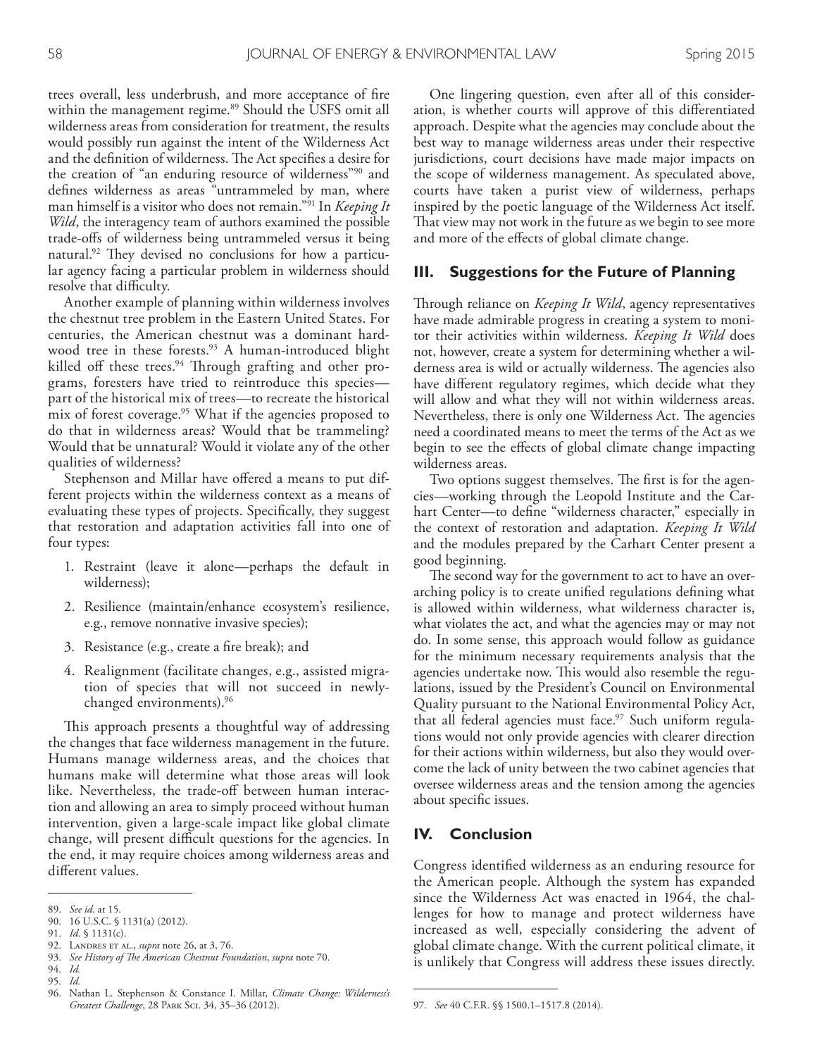trees overall, less underbrush, and more acceptance of fire within the management regime.[89] Should the USFS omit all wilderness areas from consideration for treatment, the results would possibly run against the intent of the Wilderness Act and the definition of wilderness. The Act specifies a desire for the creation of "an enduring resource of wilderness"[90] and defines wilderness as areas "untrammeled by man, where man himself is a visitor who does not remain."[91] In *Keeping It Wild*, the interagency team of authors examined the possible trade-offs of wilderness being untrammeled versus it being natural.[92] They devised no conclusions for how a particular agency facing a particular problem in wilderness should resolve that difficulty.

Another example of planning within wilderness involves the chestnut tree problem in the Eastern United States. For centuries, the American chestnut was a dominant hardwood tree in these forests.[93] A human-introduced blight killed off these trees.[94] Through grafting and other programs, foresters have tried to reintroduce this species—part of the historical mix of trees—to recreate the historical mix of forest coverage.[95] What if the agencies proposed to do that in wilderness areas? Would that be trammeling? Would that be unnatural? Would it violate any of the other qualities of wilderness?

Stephenson and Millar have offered a means to put different projects within the wilderness context as a means of evaluating these types of projects. Specifically, they suggest that restoration and adaptation activities fall into one of four types:

1. Restraint (leave it alone—perhaps the default in wilderness);
2. Resilience (maintain/enhance ecosystem's resilience, e.g., remove nonnative invasive species);
3. Resistance (e.g., create a fire break); and
4. Realignment (facilitate changes, e.g., assisted migration of species that will not succeed in newly-changed environments).[96]

This approach presents a thoughtful way of addressing the changes that face wilderness management in the future. Humans manage wilderness areas, and the choices that humans make will determine what those areas will look like. Nevertheless, the trade-off between human interaction and allowing an area to simply proceed without human intervention, given a large-scale impact like global climate change, will present difficult questions for the agencies. In the end, it may require choices among wilderness areas and different values.

One lingering question, even after all of this consideration, is whether courts will approve of this differentiated approach. Despite what the agencies may conclude about the best way to manage wilderness areas under their respective jurisdictions, court decisions have made major impacts on the scope of wilderness management. As speculated above, courts have taken a purist view of wilderness, perhaps inspired by the poetic language of the Wilderness Act itself. That view may not work in the future as we begin to see more and more of the effects of global climate change.

## III. Suggestions for the Future of Planning

Through reliance on *Keeping It Wild*, agency representatives have made admirable progress in creating a system to monitor their activities within wilderness. *Keeping It Wild* does not, however, create a system for determining whether a wilderness area is wild or actually wilderness. The agencies also have different regulatory regimes, which decide what they will allow and what they will not within wilderness areas. Nevertheless, there is only one Wilderness Act. The agencies need a coordinated means to meet the terms of the Act as we begin to see the effects of global climate change impacting wilderness areas.

Two options suggest themselves. The first is for the agencies—working through the Leopold Institute and the Carhart Center—to define "wilderness character," especially in the context of restoration and adaptation. *Keeping It Wild* and the modules prepared by the Carhart Center present a good beginning.

The second way for the government to act to have an overarching policy is to create unified regulations defining what is allowed within wilderness, what wilderness character is, what violates the act, and what the agencies may or may not do. In some sense, this approach would follow as guidance for the minimum necessary requirements analysis that the agencies undertake now. This would also resemble the regulations, issued by the President's Council on Environmental Quality pursuant to the National Environmental Policy Act, that all federal agencies must face.[97] Such uniform regulations would not only provide agencies with clearer direction for their actions within wilderness, but also they would overcome the lack of unity between the two cabinet agencies that oversee wilderness areas and the tension among the agencies about specific issues.

## IV. Conclusion

Congress identified wilderness as an enduring resource for the American people. Although the system has expanded since the Wilderness Act was enacted in 1964, the challenges for how to manage and protect wilderness have increased as well, especially considering the advent of global climate change. With the current political climate, it is unlikely that Congress will address these issues directly.

---

89. *See id*. at 15.
90. 16 U.S.C. § 1131(a) (2012).
91. *Id*. § 1131(c).
92. Landres et al., *supra* note 26, at 3, 76.
93. *See History of The American Chestnut Foundation*, *supra* note 70.
94. *Id.*
95. *Id.*
96. Nathan L. Stephenson & Constance I. Millar, *Climate Change: Wilderness's Greatest Challenge*, 28 Park Sci. 34, 35–36 (2012).
97. *See* 40 C.F.R. §§ 1500.1–1517.8 (2014).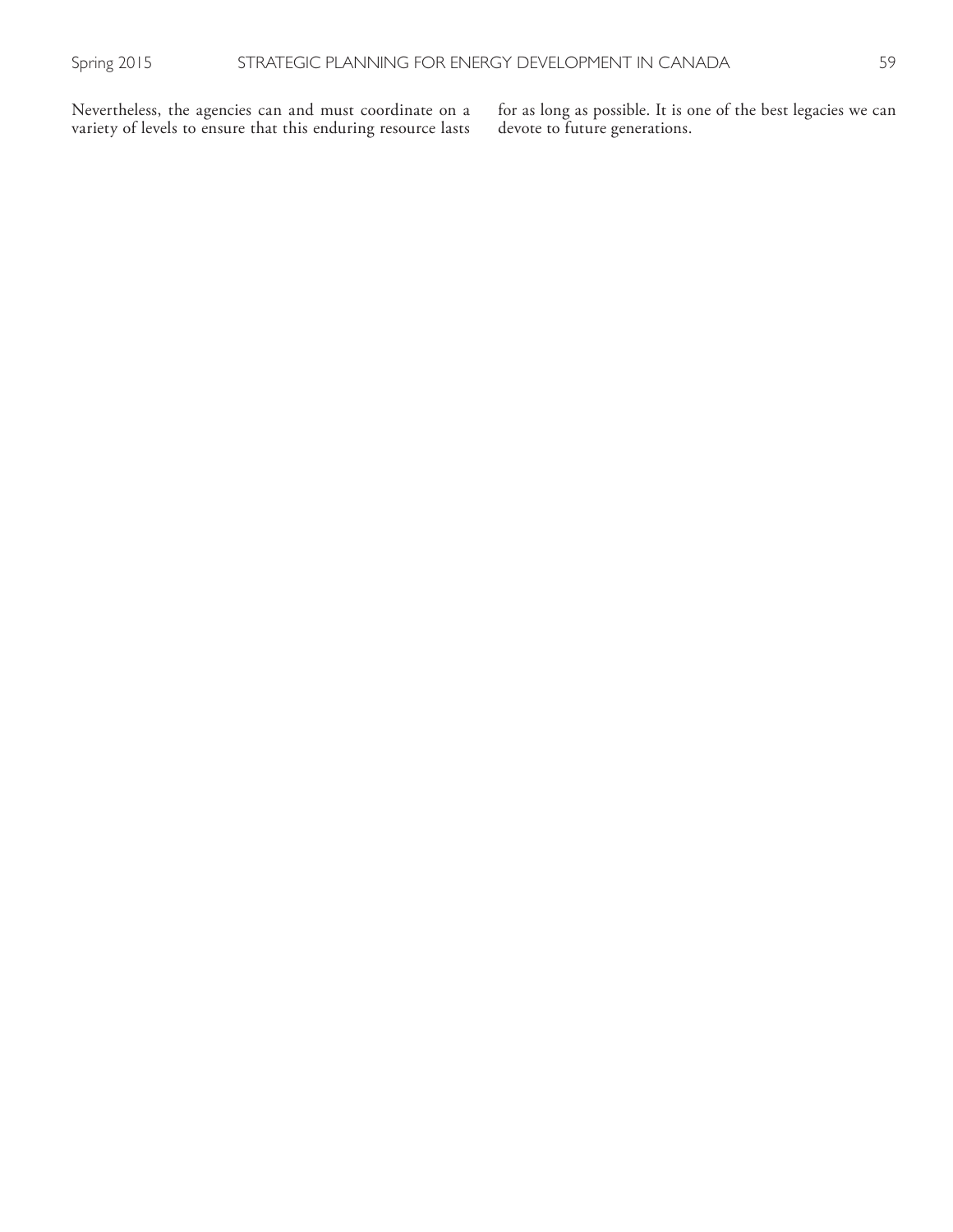Nevertheless, the agencies can and must coordinate on a variety of levels to ensure that this enduring resource lasts for as long as possible. It is one of the best legacies we can devote to future generations.